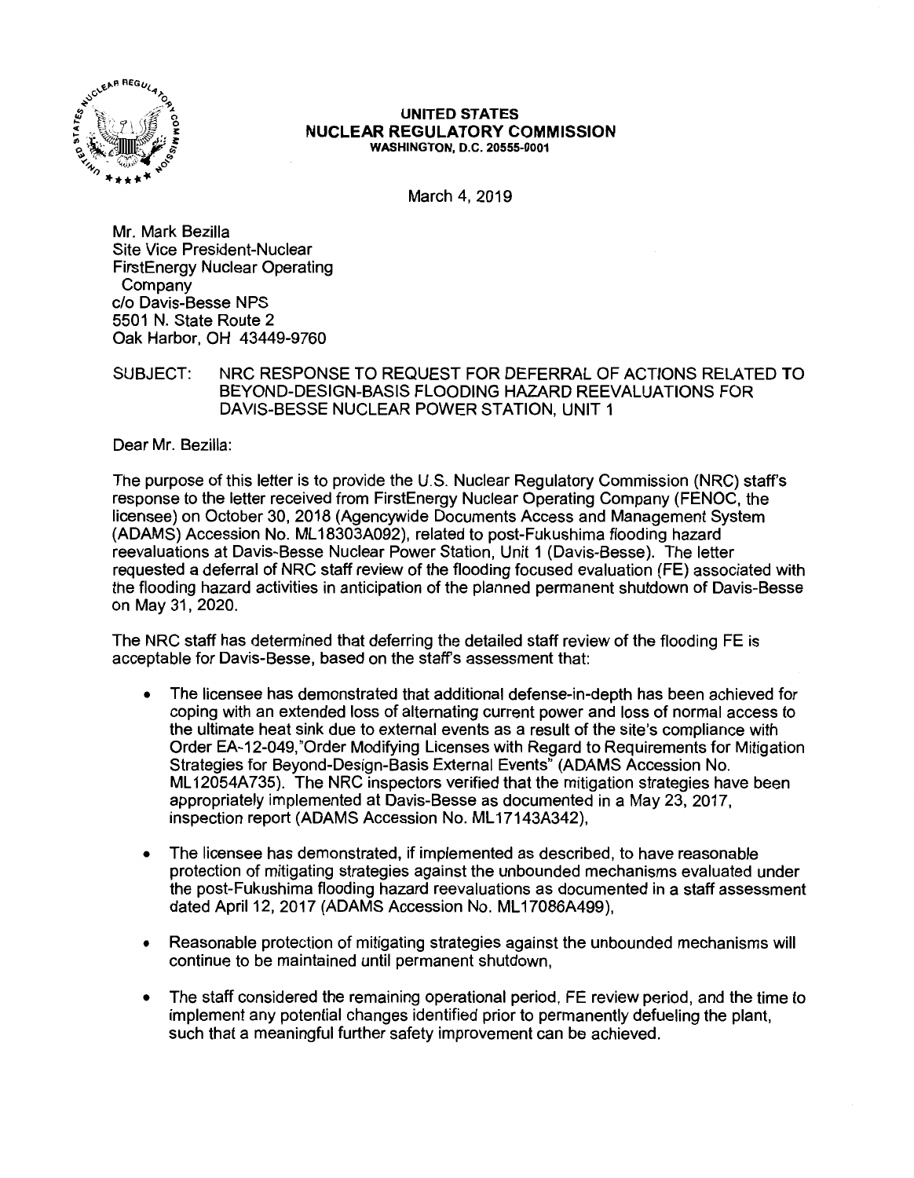**UNITED STATES**
**NUCLEAR REGULATORY COMMISSION**
**WASHINGTON, D.C. 20555-0001**

March 4, 2019

Mr. Mark Bezilla
Site Vice President-Nuclear
FirstEnergy Nuclear Operating
Company
c/o Davis-Besse NPS
5501 N. State Route 2
Oak Harbor, OH 43449-9760

SUBJECT: NRC RESPONSE TO REQUEST FOR DEFERRAL OF ACTIONS RELATED TO BEYOND-DESIGN-BASIS FLOODING HAZARD REEVALUATIONS FOR DAVIS-BESSE NUCLEAR POWER STATION, UNIT 1

Dear Mr. Bezilla:

The purpose of this letter is to provide the U.S. Nuclear Regulatory Commission (NRC) staff's response to the letter received from FirstEnergy Nuclear Operating Company (FENOC, the licensee) on October 30, 2018 (Agencywide Documents Access and Management System (ADAMS) Accession No. ML18303A092), related to post-Fukushima flooding hazard reevaluations at Davis-Besse Nuclear Power Station, Unit 1 (Davis-Besse). The letter requested a deferral of NRC staff review of the flooding focused evaluation (FE) associated with the flooding hazard activities in anticipation of the planned permanent shutdown of Davis-Besse on May 31, 2020.

The NRC staff has determined that deferring the detailed staff review of the flooding FE is acceptable for Davis-Besse, based on the staff's assessment that:

- The licensee has demonstrated that additional defense-in-depth has been achieved for coping with an extended loss of alternating current power and loss of normal access to the ultimate heat sink due to external events as a result of the site's compliance with Order EA-12-049,"Order Modifying Licenses with Regard to Requirements for Mitigation Strategies for Beyond-Design-Basis External Events" (ADAMS Accession No. ML12054A735). The NRC inspectors verified that the mitigation strategies have been appropriately implemented at Davis-Besse as documented in a May 23, 2017, inspection report (ADAMS Accession No. ML17143A342),
- The licensee has demonstrated, if implemented as described, to have reasonable protection of mitigating strategies against the unbounded mechanisms evaluated under the post-Fukushima flooding hazard reevaluations as documented in a staff assessment dated April 12, 2017 (ADAMS Accession No. ML17086A499),
- Reasonable protection of mitigating strategies against the unbounded mechanisms will continue to be maintained until permanent shutdown,
- The staff considered the remaining operational period, FE review period, and the time to implement any potential changes identified prior to permanently defueling the plant, such that a meaningful further safety improvement can be achieved.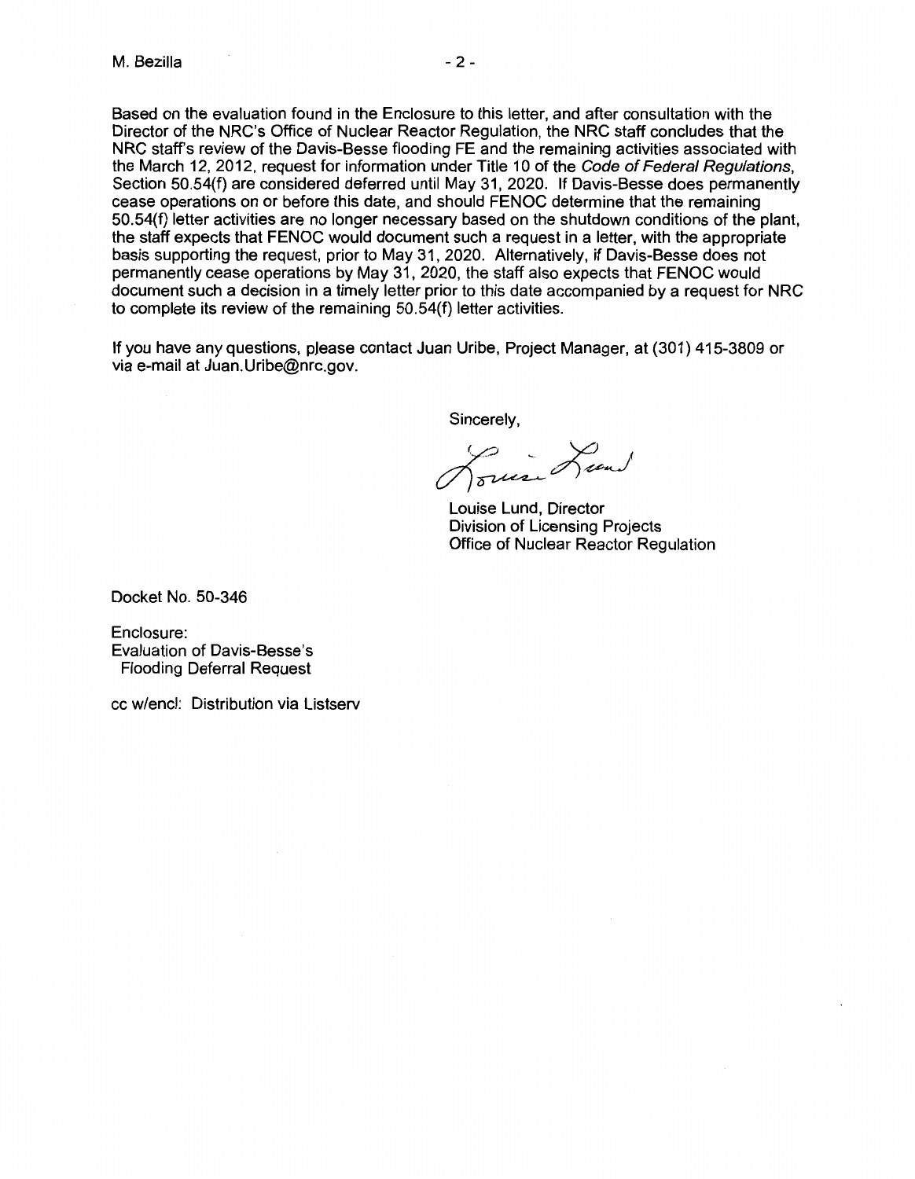Based on the evaluation found in the Enclosure to this letter, and after consultation with the Director of the NRC's Office of Nuclear Reactor Regulation, the NRC staff concludes that the NRC staff's review of the Davis-Besse flooding FE and the remaining activities associated with the March 12, 2012, request for information under Title 10 of the *Code of Federal Regulations*, Section 50.54(f) are considered deferred until May 31, 2020. If Davis-Besse does permanently cease operations on or before this date, and should FENOC determine that the remaining 50.54(f) letter activities are no longer necessary based on the shutdown conditions of the plant, the staff expects that FENOC would document such a request in a letter, with the appropriate basis supporting the request, prior to May 31, 2020. Alternatively, if Davis-Besse does not permanently cease operations by May 31, 2020, the staff also expects that FENOC would document such a decision in a timely letter prior to this date accompanied by a request for NRC to complete its review of the remaining 50.54(f) letter activities.

If you have any questions, please contact Juan Uribe, Project Manager, at (301) 415-3809 or via e-mail at Juan.Uribe@nrc.gov.

Sincerely,

Louise Lund, Director
Division of Licensing Projects
Office of Nuclear Reactor Regulation

Docket No. 50-346

Enclosure:
Evaluation of Davis-Besse's Flooding Deferral Request

cc w/encl: Distribution via Listserv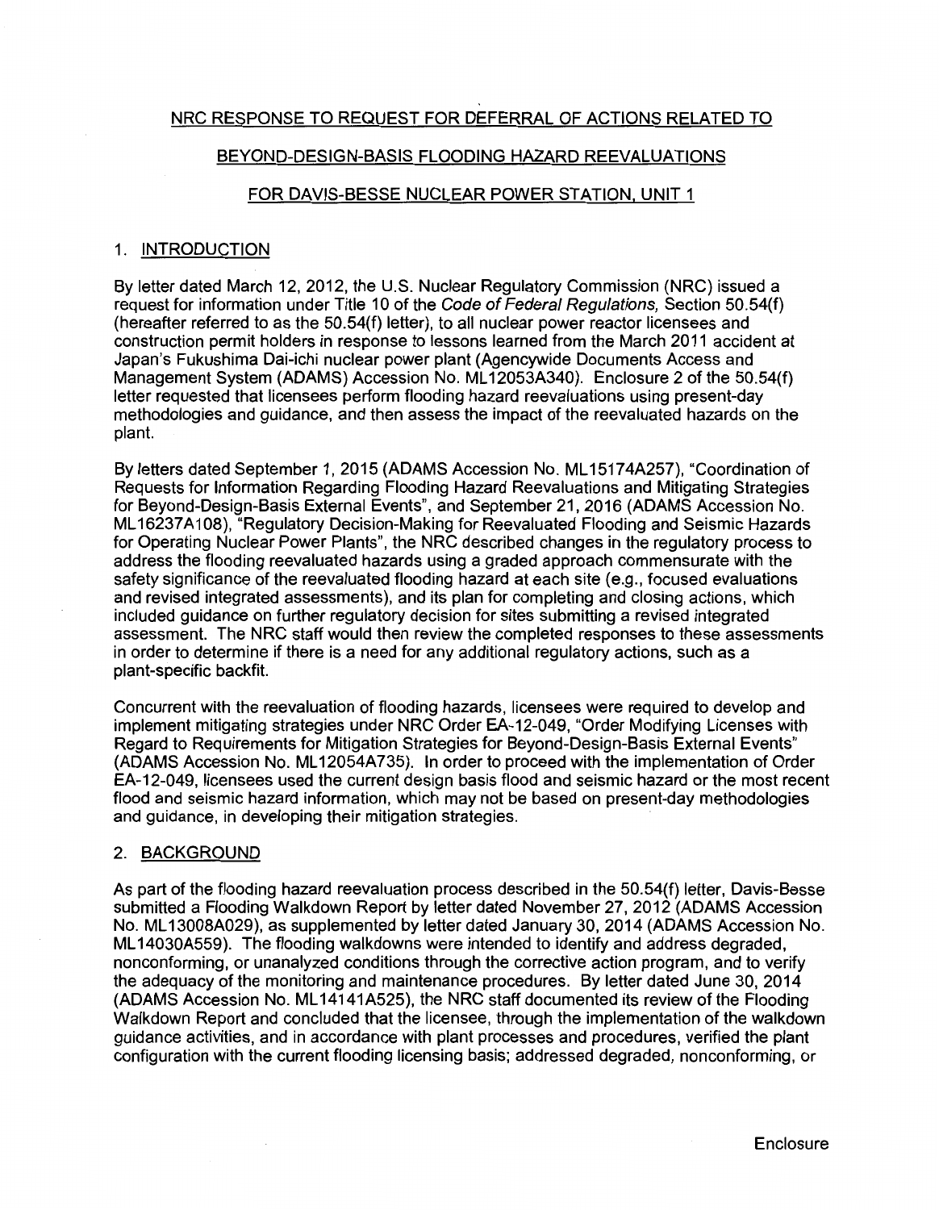## NRC RESPONSE TO REQUEST FOR DEFERRAL OF ACTIONS RELATED TO BEYOND-DESIGN-BASIS FLOODING HAZARD REEVALUATIONS FOR DAVIS-BESSE NUCLEAR POWER STATION, UNIT 1

### 1. INTRODUCTION

By letter dated March 12, 2012, the U.S. Nuclear Regulatory Commission (NRC) issued a request for information under Title 10 of the *Code of Federal Regulations,* Section 50.54(f) (hereafter referred to as the 50.54(f) letter), to all nuclear power reactor licensees and construction permit holders in response to lessons learned from the March 2011 accident at Japan's Fukushima Dai-ichi nuclear power plant (Agencywide Documents Access and Management System (ADAMS) Accession No. ML12053A340). Enclosure 2 of the 50.54(f) letter requested that licensees perform flooding hazard reevaluations using present-day methodologies and guidance, and then assess the impact of the reevaluated hazards on the plant.

By letters dated September 1, 2015 (ADAMS Accession No. ML15174A257), "Coordination of Requests for Information Regarding Flooding Hazard Reevaluations and Mitigating Strategies for Beyond-Design-Basis External Events", and September 21, 2016 (ADAMS Accession No. ML16237A108), "Regulatory Decision-Making for Reevaluated Flooding and Seismic Hazards for Operating Nuclear Power Plants", the NRC described changes in the regulatory process to address the flooding reevaluated hazards using a graded approach commensurate with the safety significance of the reevaluated flooding hazard at each site (e.g., focused evaluations and revised integrated assessments), and its plan for completing and closing actions, which included guidance on further regulatory decision for sites submitting a revised integrated assessment. The NRC staff would then review the completed responses to these assessments in order to determine if there is a need for any additional regulatory actions, such as a plant-specific backfit.

Concurrent with the reevaluation of flooding hazards, licensees were required to develop and implement mitigating strategies under NRC Order EA-12-049, "Order Modifying Licenses with Regard to Requirements for Mitigation Strategies for Beyond-Design-Basis External Events" (ADAMS Accession No. ML12054A735). In order to proceed with the implementation of Order EA-12-049, licensees used the current design basis flood and seismic hazard or the most recent flood and seismic hazard information, which may not be based on present-day methodologies and guidance, in developing their mitigation strategies.

### 2. BACKGROUND

As part of the flooding hazard reevaluation process described in the 50.54(f) letter, Davis-Besse submitted a Flooding Walkdown Report by letter dated November 27, 2012 (ADAMS Accession No. ML13008A029), as supplemented by letter dated January 30, 2014 (ADAMS Accession No. ML14030A559). The flooding walkdowns were intended to identify and address degraded, nonconforming, or unanalyzed conditions through the corrective action program, and to verify the adequacy of the monitoring and maintenance procedures. By letter dated June 30, 2014 (ADAMS Accession No. ML14141A525), the NRC staff documented its review of the Flooding Walkdown Report and concluded that the licensee, through the implementation of the walkdown guidance activities, and in accordance with plant processes and procedures, verified the plant configuration with the current flooding licensing basis; addressed degraded, nonconforming, or

Enclosure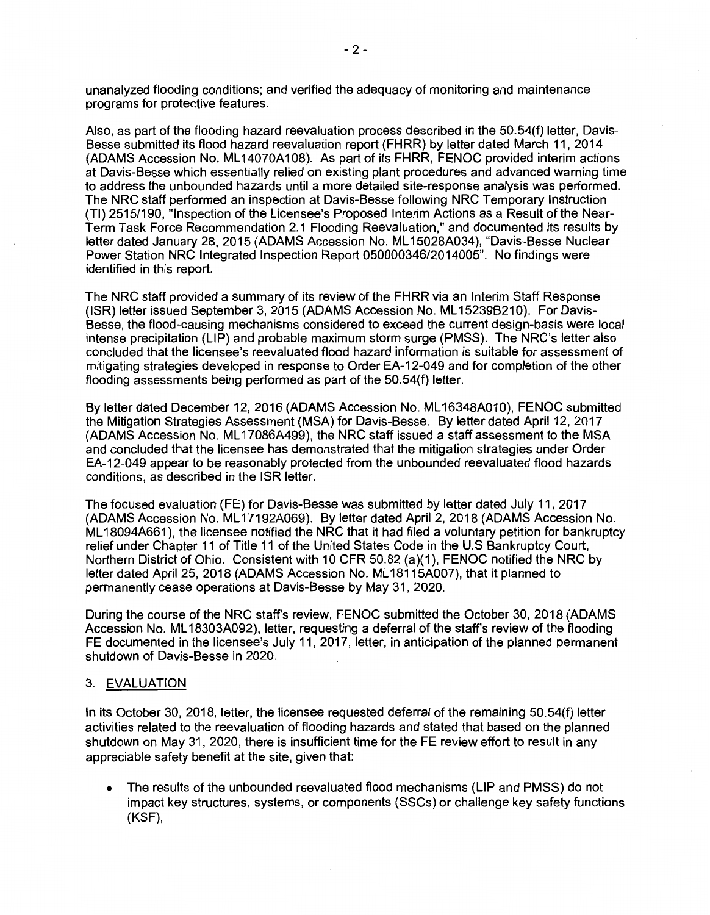unanalyzed flooding conditions; and verified the adequacy of monitoring and maintenance programs for protective features.

Also, as part of the flooding hazard reevaluation process described in the 50.54(f) letter, Davis-Besse submitted its flood hazard reevaluation report (FHRR) by letter dated March 11, 2014 (ADAMS Accession No. ML14070A108). As part of its FHRR, FENOC provided interim actions at Davis-Besse which essentially relied on existing plant procedures and advanced warning time to address the unbounded hazards until a more detailed site-response analysis was performed. The NRC staff performed an inspection at Davis-Besse following NRC Temporary Instruction (TI) 2515/190, "Inspection of the Licensee's Proposed Interim Actions as a Result of the Near-Term Task Force Recommendation 2.1 Flooding Reevaluation," and documented its results by letter dated January 28, 2015 (ADAMS Accession No. ML15028A034), "Davis-Besse Nuclear Power Station NRC Integrated Inspection Report 050000346/2014005". No findings were identified in this report.

The NRC staff provided a summary of its review of the FHRR via an Interim Staff Response (ISR) letter issued September 3, 2015 (ADAMS Accession No. ML15239B210). For Davis-Besse, the flood-causing mechanisms considered to exceed the current design-basis were local intense precipitation (LIP) and probable maximum storm surge (PMSS). The NRC's letter also concluded that the licensee's reevaluated flood hazard information is suitable for assessment of mitigating strategies developed in response to Order EA-12-049 and for completion of the other flooding assessments being performed as part of the 50.54(f) letter.

By letter dated December 12, 2016 (ADAMS Accession No. ML16348A010), FENOC submitted the Mitigation Strategies Assessment (MSA) for Davis-Besse. By letter dated April 12, 2017 (ADAMS Accession No. ML17086A499), the NRC staff issued a staff assessment to the MSA and concluded that the licensee has demonstrated that the mitigation strategies under Order EA-12-049 appear to be reasonably protected from the unbounded reevaluated flood hazards conditions, as described in the ISR letter.

The focused evaluation (FE) for Davis-Besse was submitted by letter dated July 11, 2017 (ADAMS Accession No. ML17192A069). By letter dated April 2, 2018 (ADAMS Accession No. ML18094A661), the licensee notified the NRC that it had filed a voluntary petition for bankruptcy relief under Chapter 11 of Title 11 of the United States Code in the U.S Bankruptcy Court, Northern District of Ohio. Consistent with 10 CFR 50.82 (a)(1), FENOC notified the NRC by letter dated April 25, 2018 (ADAMS Accession No. ML18115A007), that it planned to permanently cease operations at Davis-Besse by May 31, 2020.

During the course of the NRC staff's review, FENOC submitted the October 30, 2018 (ADAMS Accession No. ML18303A092), letter, requesting a deferral of the staff's review of the flooding FE documented in the licensee's July 11, 2017, letter, in anticipation of the planned permanent shutdown of Davis-Besse in 2020.

## 3. EVALUATION

In its October 30, 2018, letter, the licensee requested deferral of the remaining 50.54(f) letter activities related to the reevaluation of flooding hazards and stated that based on the planned shutdown on May 31, 2020, there is insufficient time for the FE review effort to result in any appreciable safety benefit at the site, given that:

- The results of the unbounded reevaluated flood mechanisms (LIP and PMSS) do not impact key structures, systems, or components (SSCs) or challenge key safety functions (KSF),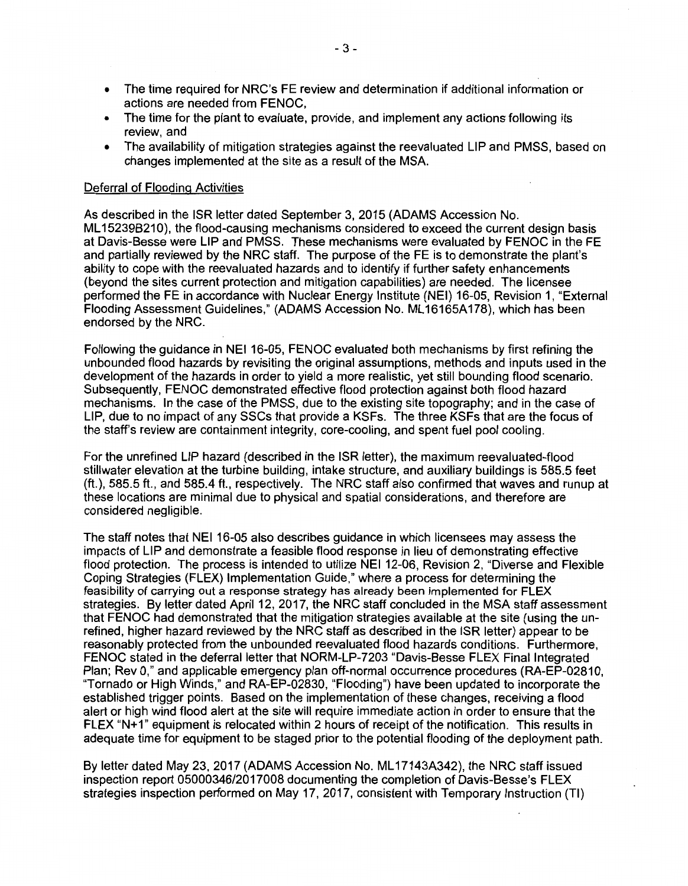- The time required for NRC's FE review and determination if additional information or actions are needed from FENOC,
- The time for the plant to evaluate, provide, and implement any actions following its review, and
- The availability of mitigation strategies against the reevaluated LIP and PMSS, based on changes implemented at the site as a result of the MSA.

Deferral of Flooding Activities

As described in the ISR letter dated September 3, 2015 (ADAMS Accession No. ML15239B210), the flood-causing mechanisms considered to exceed the current design basis at Davis-Besse were LIP and PMSS. These mechanisms were evaluated by FENOC in the FE and partially reviewed by the NRC staff. The purpose of the FE is to demonstrate the plant's ability to cope with the reevaluated hazards and to identify if further safety enhancements (beyond the sites current protection and mitigation capabilities) are needed. The licensee performed the FE in accordance with Nuclear Energy Institute (NEI) 16-05, Revision 1, "External Flooding Assessment Guidelines," (ADAMS Accession No. ML16165A178), which has been endorsed by the NRC.

Following the guidance in NEI 16-05, FENOC evaluated both mechanisms by first refining the unbounded flood hazards by revisiting the original assumptions, methods and inputs used in the development of the hazards in order to yield a more realistic, yet still bounding flood scenario. Subsequently, FENOC demonstrated effective flood protection against both flood hazard mechanisms. In the case of the PMSS, due to the existing site topography; and in the case of LIP, due to no impact of any SSCs that provide a KSFs. The three KSFs that are the focus of the staff's review are containment integrity, core-cooling, and spent fuel pool cooling.

For the unrefined LIP hazard (described in the ISR letter), the maximum reevaluated-flood stillwater elevation at the turbine building, intake structure, and auxiliary buildings is 585.5 feet (ft.), 585.5 ft., and 585.4 ft., respectively. The NRC staff also confirmed that waves and runup at these locations are minimal due to physical and spatial considerations, and therefore are considered negligible.

The staff notes that NEI 16-05 also describes guidance in which licensees may assess the impacts of LIP and demonstrate a feasible flood response in lieu of demonstrating effective flood protection. The process is intended to utilize NEI 12-06, Revision 2, "Diverse and Flexible Coping Strategies (FLEX) Implementation Guide," where a process for determining the feasibility of carrying out a response strategy has already been implemented for FLEX strategies. By letter dated April 12, 2017, the NRC staff concluded in the MSA staff assessment that FENOC had demonstrated that the mitigation strategies available at the site (using the un-refined, higher hazard reviewed by the NRC staff as described in the ISR letter) appear to be reasonably protected from the unbounded reevaluated flood hazards conditions. Furthermore, FENOC stated in the deferral letter that NORM-LP-7203 "Davis-Besse FLEX Final Integrated Plan; Rev 0," and applicable emergency plan off-normal occurrence procedures (RA-EP-02810, "Tornado or High Winds," and RA-EP-02830, "Flooding") have been updated to incorporate the established trigger points. Based on the implementation of these changes, receiving a flood alert or high wind flood alert at the site will require immediate action in order to ensure that the FLEX "N+1" equipment is relocated within 2 hours of receipt of the notification. This results in adequate time for equipment to be staged prior to the potential flooding of the deployment path.

By letter dated May 23, 2017 (ADAMS Accession No. ML17143A342), the NRC staff issued inspection report 05000346/2017008 documenting the completion of Davis-Besse's FLEX strategies inspection performed on May 17, 2017, consistent with Temporary Instruction (TI)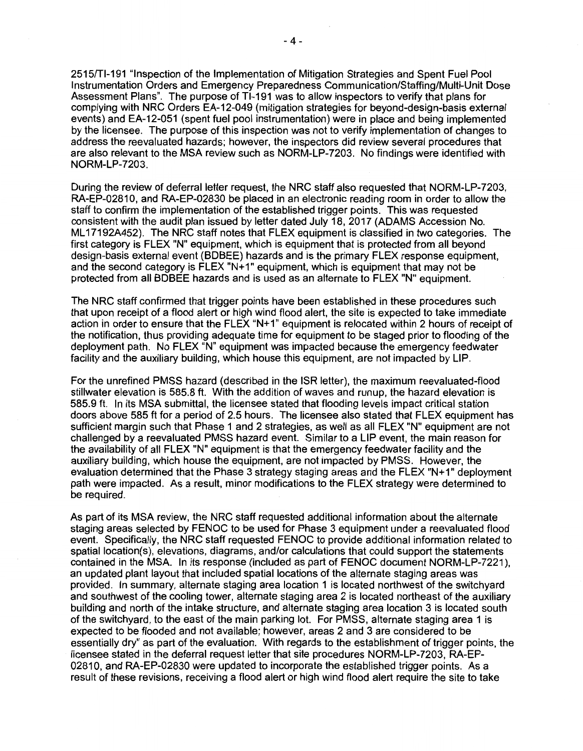2515/TI-191 "Inspection of the Implementation of Mitigation Strategies and Spent Fuel Pool Instrumentation Orders and Emergency Preparedness Communication/Staffing/Multi-Unit Dose Assessment Plans". The purpose of TI-191 was to allow inspectors to verify that plans for complying with NRC Orders EA-12-049 (mitigation strategies for beyond-design-basis external events) and EA-12-051 (spent fuel pool instrumentation) were in place and being implemented by the licensee. The purpose of this inspection was not to verify implementation of changes to address the reevaluated hazards; however, the inspectors did review several procedures that are also relevant to the MSA review such as NORM-LP-7203. No findings were identified with NORM-LP-7203.

During the review of deferral letter request, the NRC staff also requested that NORM-LP-7203, RA-EP-02810, and RA-EP-02830 be placed in an electronic reading room in order to allow the staff to confirm the implementation of the established trigger points. This was requested consistent with the audit plan issued by letter dated July 18, 2017 (ADAMS Accession No. ML17192A452). The NRC staff notes that FLEX equipment is classified in two categories. The first category is FLEX "N" equipment, which is equipment that is protected from all beyond design-basis external event (BDBEE) hazards and is the primary FLEX response equipment, and the second category is FLEX "N+1" equipment, which is equipment that may not be protected from all BDBEE hazards and is used as an alternate to FLEX "N" equipment.

The NRC staff confirmed that trigger points have been established in these procedures such that upon receipt of a flood alert or high wind flood alert, the site is expected to take immediate action in order to ensure that the FLEX "N+1" equipment is relocated within 2 hours of receipt of the notification, thus providing adequate time for equipment to be staged prior to flooding of the deployment path. No FLEX "N" equipment was impacted because the emergency feedwater facility and the auxiliary building, which house this equipment, are not impacted by LIP.

For the unrefined PMSS hazard (described in the ISR letter), the maximum reevaluated-flood stillwater elevation is 585.8 ft. With the addition of waves and runup, the hazard elevation is 585.9 ft. In its MSA submittal, the licensee stated that flooding levels impact critical station doors above 585 ft for a period of 2.5 hours. The licensee also stated that FLEX equipment has sufficient margin such that Phase 1 and 2 strategies, as well as all FLEX "N" equipment are not challenged by a reevaluated PMSS hazard event. Similar to a LIP event, the main reason for the availability of all FLEX "N" equipment is that the emergency feedwater facility and the auxiliary building, which house the equipment, are not impacted by PMSS. However, the evaluation determined that the Phase 3 strategy staging areas and the FLEX "N+1" deployment path were impacted. As a result, minor modifications to the FLEX strategy were determined to be required.

As part of its MSA review, the NRC staff requested additional information about the alternate staging areas selected by FENOC to be used for Phase 3 equipment under a reevaluated flood event. Specifically, the NRC staff requested FENOC to provide additional information related to spatial location(s), elevations, diagrams, and/or calculations that could support the statements contained in the MSA. In its response (included as part of FENOC document NORM-LP-7221), an updated plant layout that included spatial locations of the alternate staging areas was provided. In summary, alternate staging area location 1 is located northwest of the switchyard and southwest of the cooling tower, alternate staging area 2 is located northeast of the auxiliary building and north of the intake structure, and alternate staging area location 3 is located south of the switchyard, to the east of the main parking lot. For PMSS, alternate staging area 1 is expected to be flooded and not available; however, areas 2 and 3 are considered to be essentially dry" as part of the evaluation. With regards to the establishment of trigger points, the licensee stated in the deferral request letter that site procedures NORM-LP-7203, RA-EP-02810, and RA-EP-02830 were updated to incorporate the established trigger points. As a result of these revisions, receiving a flood alert or high wind flood alert require the site to take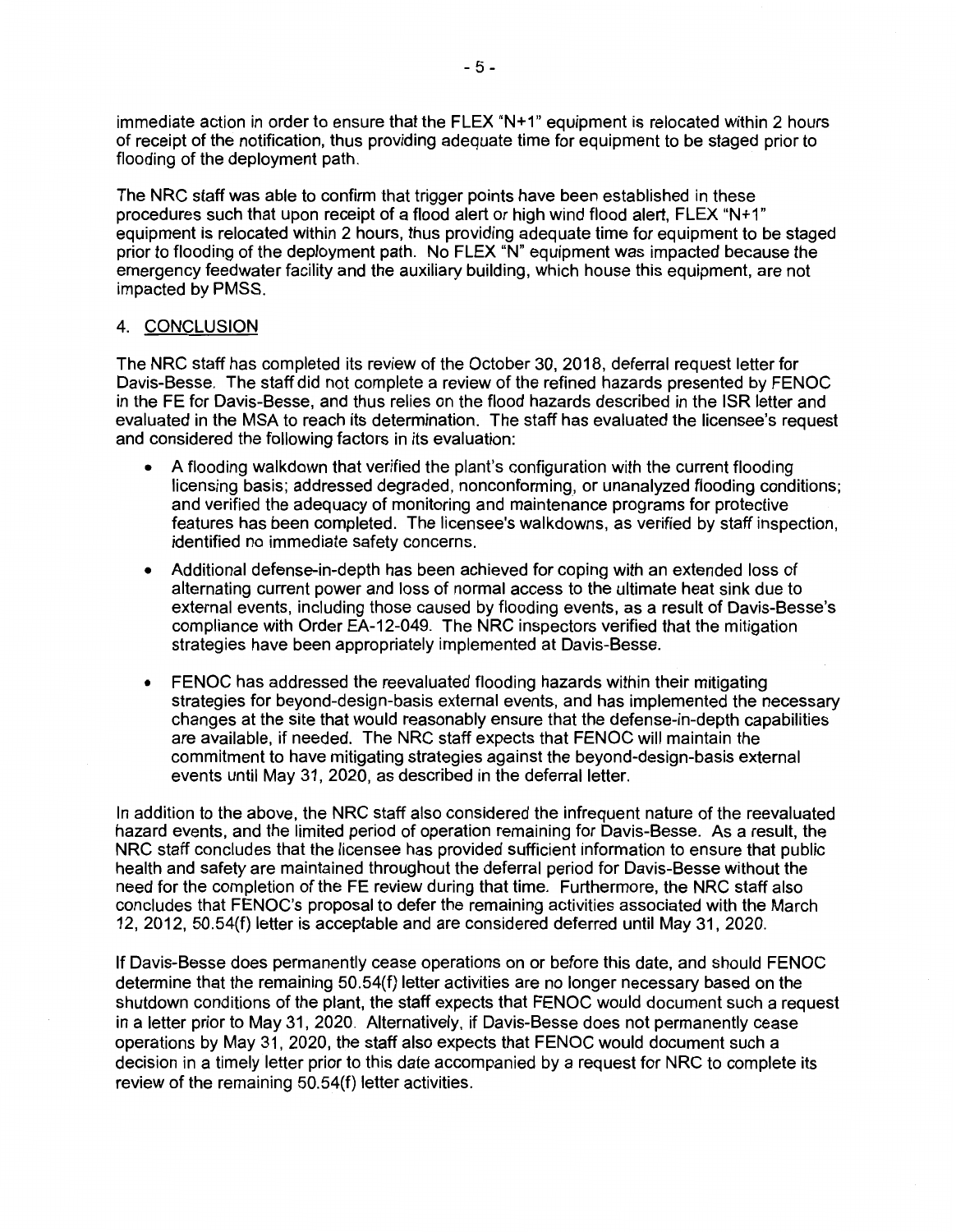immediate action in order to ensure that the FLEX "N+1" equipment is relocated within 2 hours of receipt of the notification, thus providing adequate time for equipment to be staged prior to flooding of the deployment path.

The NRC staff was able to confirm that trigger points have been established in these procedures such that upon receipt of a flood alert or high wind flood alert, FLEX "N+1" equipment is relocated within 2 hours, thus providing adequate time for equipment to be staged prior to flooding of the deployment path. No FLEX "N" equipment was impacted because the emergency feedwater facility and the auxiliary building, which house this equipment, are not impacted by PMSS.

## 4. CONCLUSION

The NRC staff has completed its review of the October 30, 2018, deferral request letter for Davis-Besse. The staff did not complete a review of the refined hazards presented by FENOC in the FE for Davis-Besse, and thus relies on the flood hazards described in the ISR letter and evaluated in the MSA to reach its determination. The staff has evaluated the licensee's request and considered the following factors in its evaluation:

- A flooding walkdown that verified the plant's configuration with the current flooding licensing basis; addressed degraded, nonconforming, or unanalyzed flooding conditions; and verified the adequacy of monitoring and maintenance programs for protective features has been completed. The licensee's walkdowns, as verified by staff inspection, identified no immediate safety concerns.
- Additional defense-in-depth has been achieved for coping with an extended loss of alternating current power and loss of normal access to the ultimate heat sink due to external events, including those caused by flooding events, as a result of Davis-Besse's compliance with Order EA-12-049. The NRC inspectors verified that the mitigation strategies have been appropriately implemented at Davis-Besse.
- FENOC has addressed the reevaluated flooding hazards within their mitigating strategies for beyond-design-basis external events, and has implemented the necessary changes at the site that would reasonably ensure that the defense-in-depth capabilities are available, if needed. The NRC staff expects that FENOC will maintain the commitment to have mitigating strategies against the beyond-design-basis external events until May 31, 2020, as described in the deferral letter.

In addition to the above, the NRC staff also considered the infrequent nature of the reevaluated hazard events, and the limited period of operation remaining for Davis-Besse. As a result, the NRC staff concludes that the licensee has provided sufficient information to ensure that public health and safety are maintained throughout the deferral period for Davis-Besse without the need for the completion of the FE review during that time. Furthermore, the NRC staff also concludes that FENOC's proposal to defer the remaining activities associated with the March 12, 2012, 50.54(f) letter is acceptable and are considered deferred until May 31, 2020.

If Davis-Besse does permanently cease operations on or before this date, and should FENOC determine that the remaining 50.54(f) letter activities are no longer necessary based on the shutdown conditions of the plant, the staff expects that FENOC would document such a request in a letter prior to May 31, 2020. Alternatively, if Davis-Besse does not permanently cease operations by May 31, 2020, the staff also expects that FENOC would document such a decision in a timely letter prior to this date accompanied by a request for NRC to complete its review of the remaining 50.54(f) letter activities.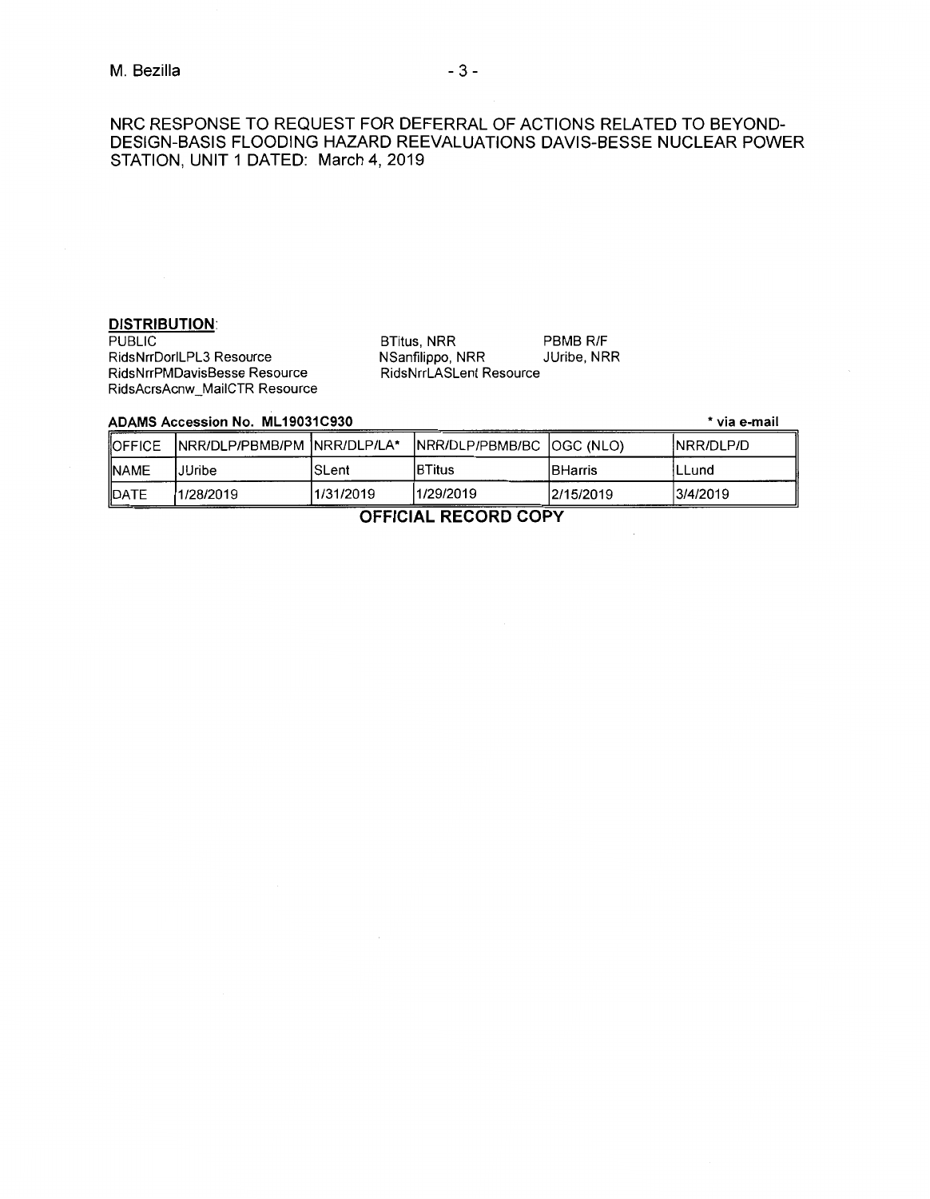NRC RESPONSE TO REQUEST FOR DEFERRAL OF ACTIONS RELATED TO BEYOND-DESIGN-BASIS FLOODING HAZARD REEVALUATIONS DAVIS-BESSE NUCLEAR POWER STATION, UNIT 1 DATED: March 4, 2019

**DISTRIBUTION**:

PUBLIC
RidsNrrDorlLPL3 Resource
RidsNrrPMDavisBesse Resource
RidsAcrsAcnw_MailCTR Resource
BTitus, NRR
NSanfilippo, NRR
RidsNrrLASLent Resource
PBMB R/F
JUribe, NRR

**ADAMS Accession No. ML19031C930** **\* via e-mail**

| OFFICE | NRR/DLP/PBMB/PM | NRR/DLP/LA* | NRR/DLP/PBMB/BC | OGC (NLO) | NRR/DLP/D |
|---|---|---|---|---|---|
| NAME | JUribe | SLent | BTitus | BHarris | LLund |
| DATE | 1/28/2019 | 1/31/2019 | 1/29/2019 | 2/15/2019 | 3/4/2019 |

**OFFICIAL RECORD COPY**